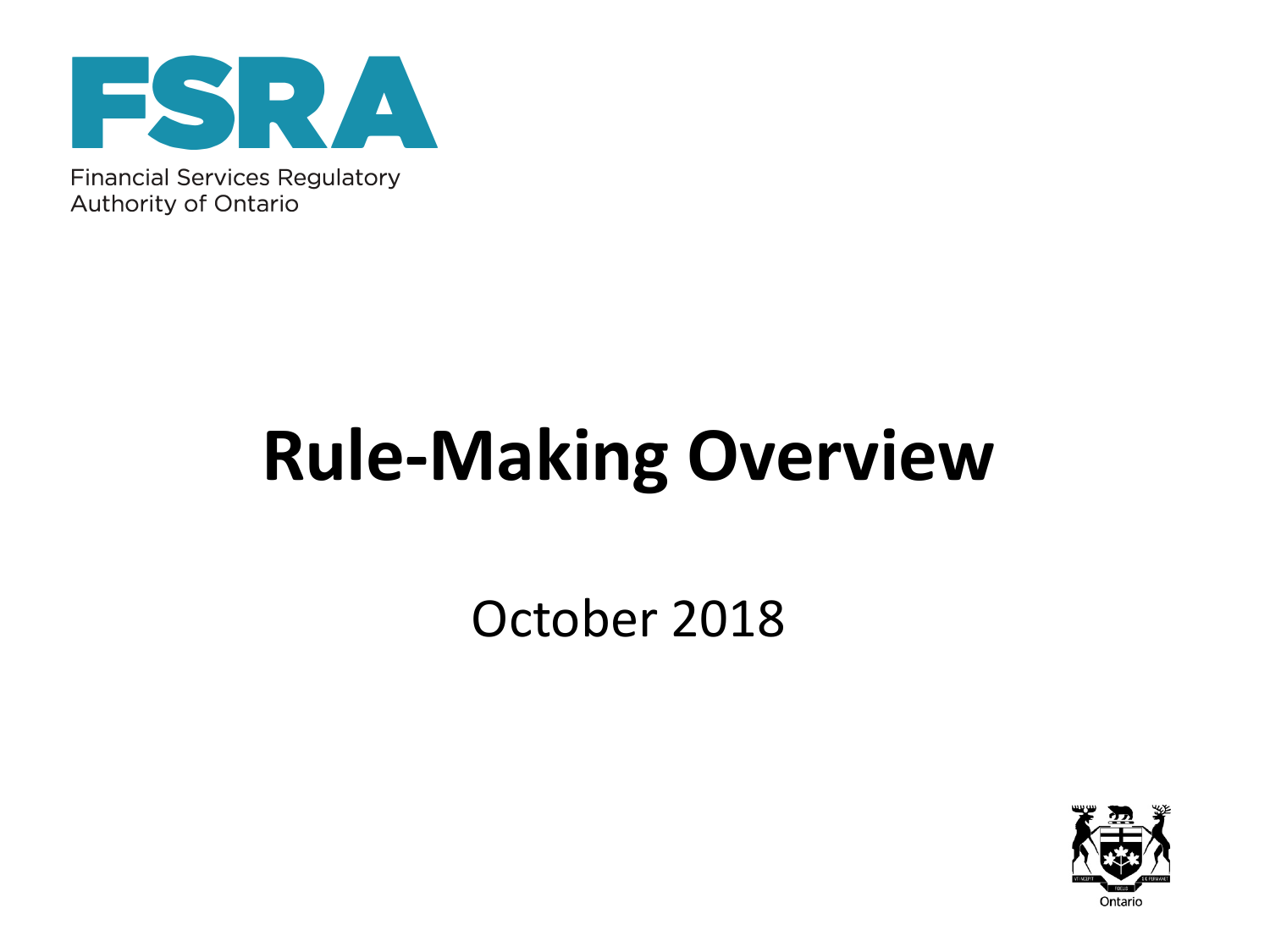FSRA

Financial Services Regulatory Authority of Ontario

# Rule-Making Overview

October 2018

Ontario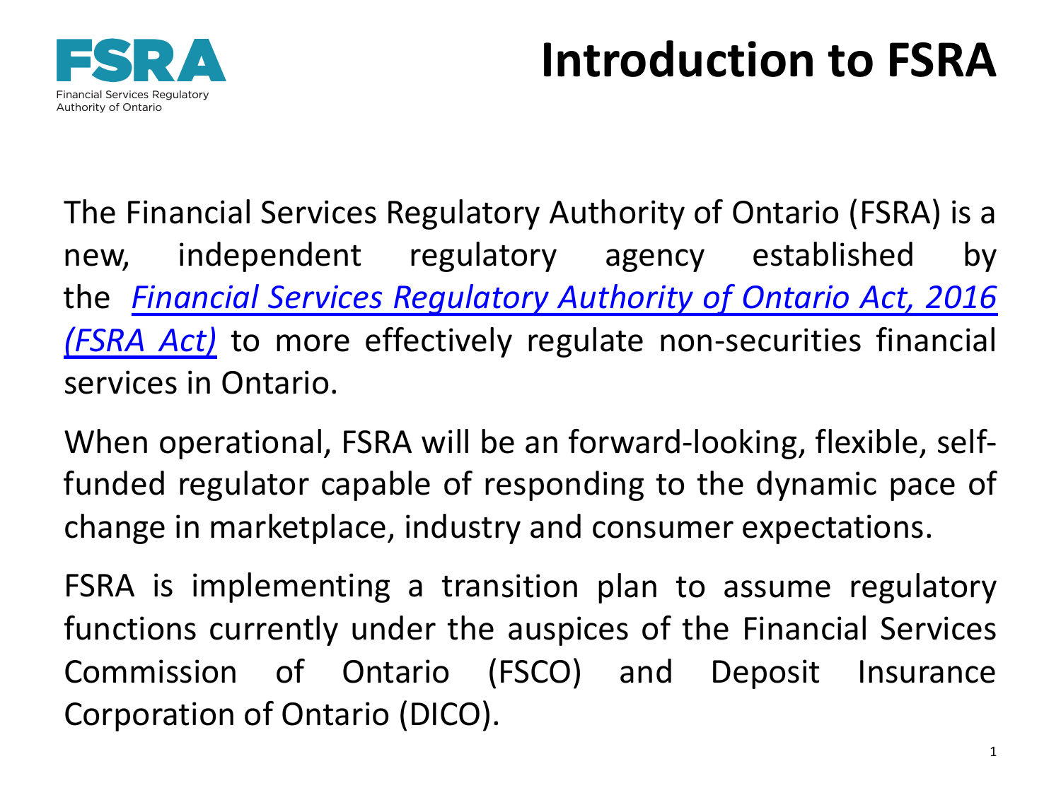FSRA

Financial Services Regulatory Authority of Ontario

# Introduction to FSRA

The Financial Services Regulatory Authority of Ontario (FSRA) is a new, independent regulatory agency established by the [*Financial Services Regulatory Authority of Ontario Act, 2016 (FSRA Act)*]() to more effectively regulate non-securities financial services in Ontario.

When operational, FSRA will be an forward-looking, flexible, self-funded regulator capable of responding to the dynamic pace of change in marketplace, industry and consumer expectations.

FSRA is implementing a transition plan to assume regulatory functions currently under the auspices of the Financial Services Commission of Ontario (FSCO) and Deposit Insurance Corporation of Ontario (DICO).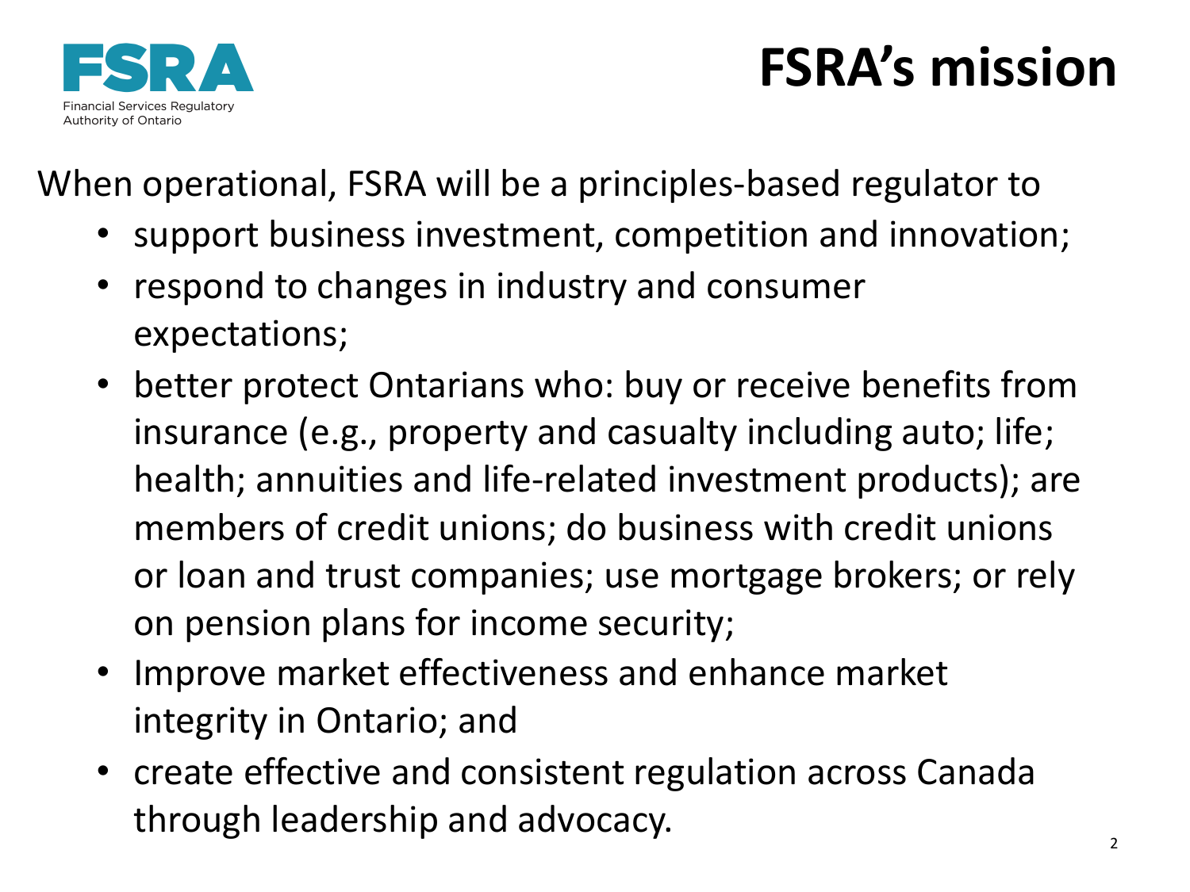FSRA
Financial Services Regulatory Authority of Ontario

# FSRA's mission

When operational, FSRA will be a principles-based regulator to

- support business investment, competition and innovation;
- respond to changes in industry and consumer expectations;
- better protect Ontarians who: buy or receive benefits from insurance (e.g., property and casualty including auto; life; health; annuities and life-related investment products); are members of credit unions; do business with credit unions or loan and trust companies; use mortgage brokers; or rely on pension plans for income security;
- Improve market effectiveness and enhance market integrity in Ontario; and
- create effective and consistent regulation across Canada through leadership and advocacy.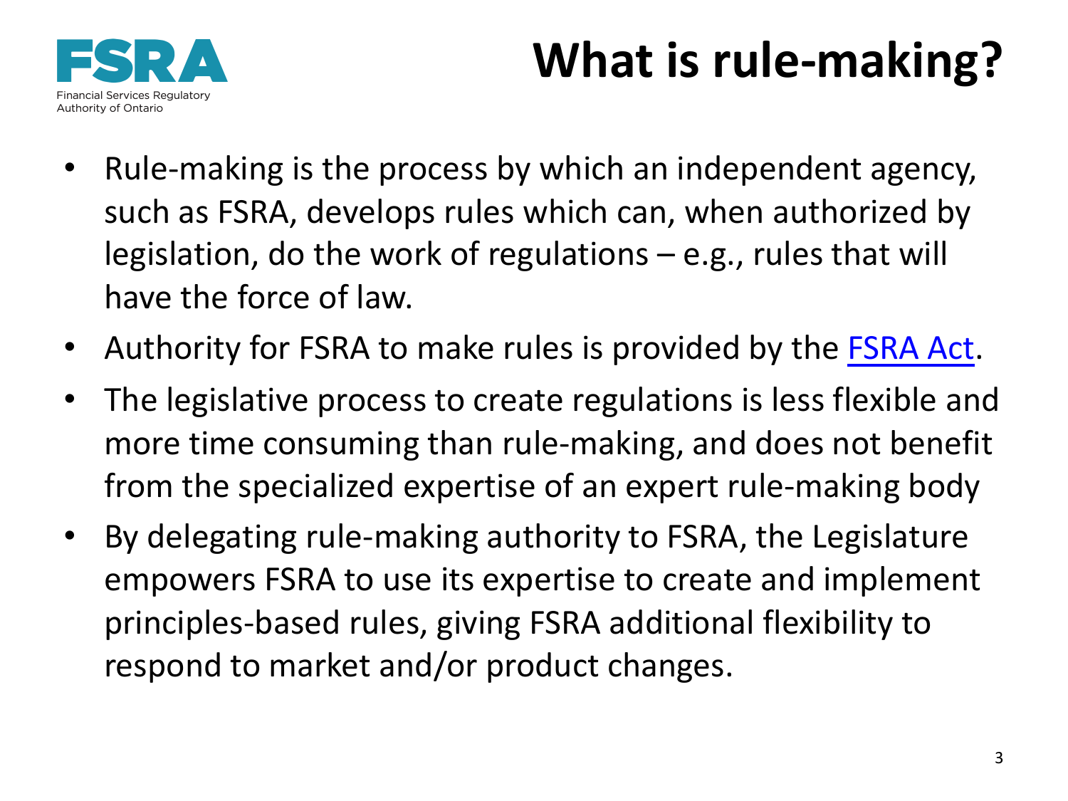# What is rule-making?

- Rule-making is the process by which an independent agency, such as FSRA, develops rules which can, when authorized by legislation, do the work of regulations – e.g., rules that will have the force of law.
- Authority for FSRA to make rules is provided by the FSRA Act.
- The legislative process to create regulations is less flexible and more time consuming than rule-making, and does not benefit from the specialized expertise of an expert rule-making body
- By delegating rule-making authority to FSRA, the Legislature empowers FSRA to use its expertise to create and implement principles-based rules, giving FSRA additional flexibility to respond to market and/or product changes.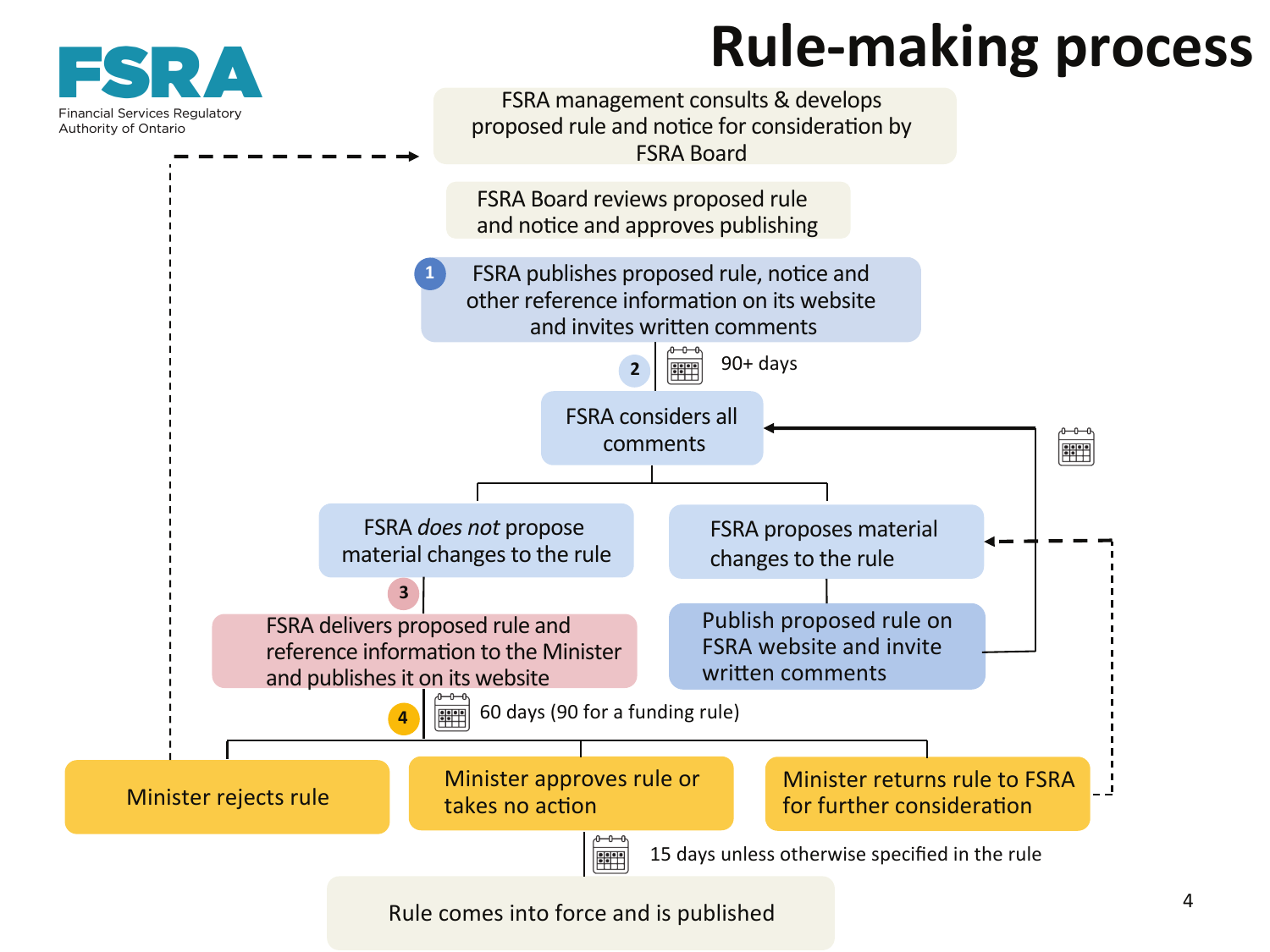# Rule-making process

FSRA — Financial Services Regulatory Authority of Ontario

- FSRA management consults & develops proposed rule and notice for consideration by FSRA Board
- FSRA Board reviews proposed rule and notice and approves publishing
- **1** FSRA publishes proposed rule, notice and other reference information on its website and invites written comments
- **2** 90+ days
- FSRA considers all comments
  - FSRA *does not* propose material changes to the rule
    - **3** FSRA delivers proposed rule and reference information to the Minister and publishes it on its website
  - FSRA proposes material changes to the rule
    - Publish proposed rule on FSRA website and invite written comments (returns to "FSRA considers all comments")
- **4** 60 days (90 for a funding rule)
  - Minister rejects rule (returns to "FSRA management consults & develops proposed rule and notice for consideration by FSRA Board")
  - Minister approves rule or takes no action
    - 15 days unless otherwise specified in the rule
    - Rule comes into force and is published
  - Minister returns rule to FSRA for further consideration (returns to "FSRA proposes material changes to the rule")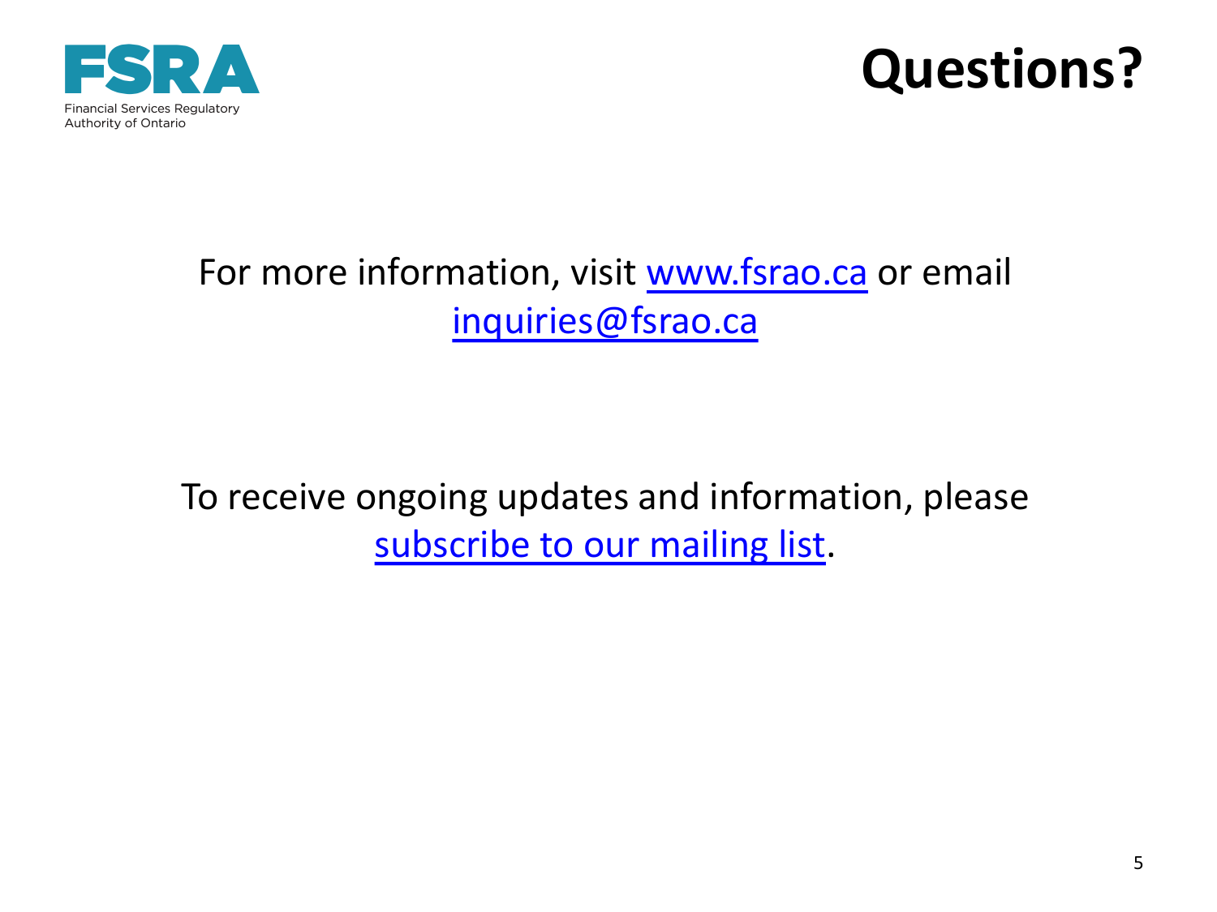FSRA

Financial Services Regulatory Authority of Ontario

# Questions?

For more information, visit [www.fsrao.ca](http://www.fsrao.ca) or email [inquiries@fsrao.ca](mailto:inquiries@fsrao.ca)

To receive ongoing updates and information, please subscribe to our mailing list.